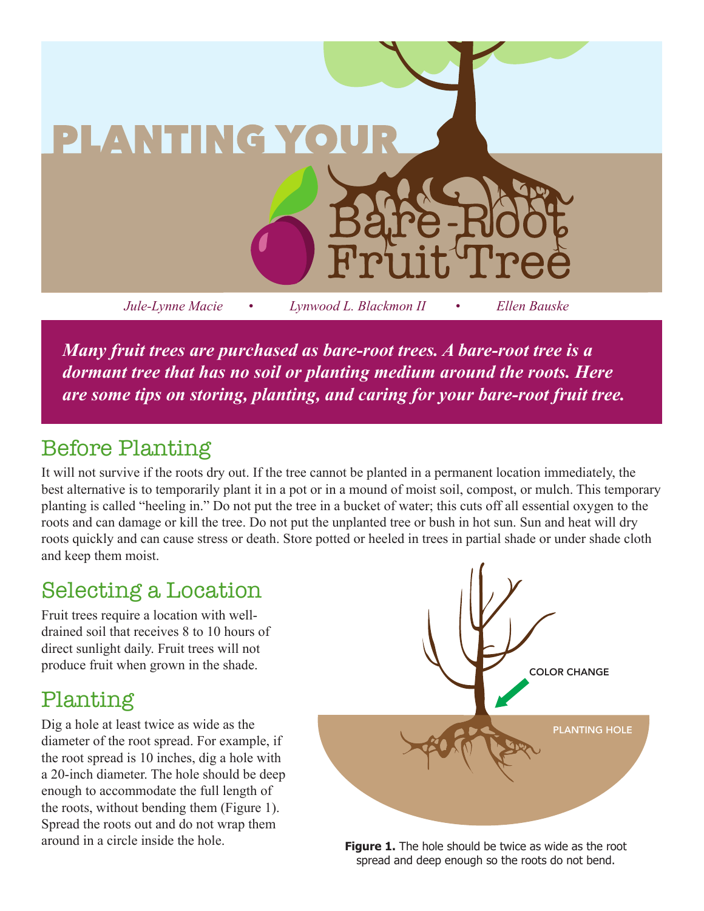# PLANTING YOUR Bare-Root Fruit Tree

*Jule-Lynne Macie • Lynwood L. Blackmon II • Ellen Bauske*

***Many fruit trees are purchased as bare-root trees. A bare-root tree is a dormant tree that has no soil or planting medium around the roots. Here are some tips on storing, planting, and caring for your bare-root fruit tree.***

## Before Planting

It will not survive if the roots dry out. If the tree cannot be planted in a permanent location immediately, the best alternative is to temporarily plant it in a pot or in a mound of moist soil, compost, or mulch. This temporary planting is called "heeling in." Do not put the tree in a bucket of water; this cuts off all essential oxygen to the roots and can damage or kill the tree. Do not put the unplanted tree or bush in hot sun. Sun and heat will dry roots quickly and can cause stress or death. Store potted or heeled in trees in partial shade or under shade cloth and keep them moist.

## Selecting a Location

Fruit trees require a location with well-drained soil that receives 8 to 10 hours of direct sunlight daily. Fruit trees will not produce fruit when grown in the shade.

## Planting

Dig a hole at least twice as wide as the diameter of the root spread. For example, if the root spread is 10 inches, dig a hole with a 20-inch diameter. The hole should be deep enough to accommodate the full length of the roots, without bending them (Figure 1). Spread the roots out and do not wrap them around in a circle inside the hole.

COLOR CHANGE

PLANTING HOLE

**Figure 1.** The hole should be twice as wide as the root spread and deep enough so the roots do not bend.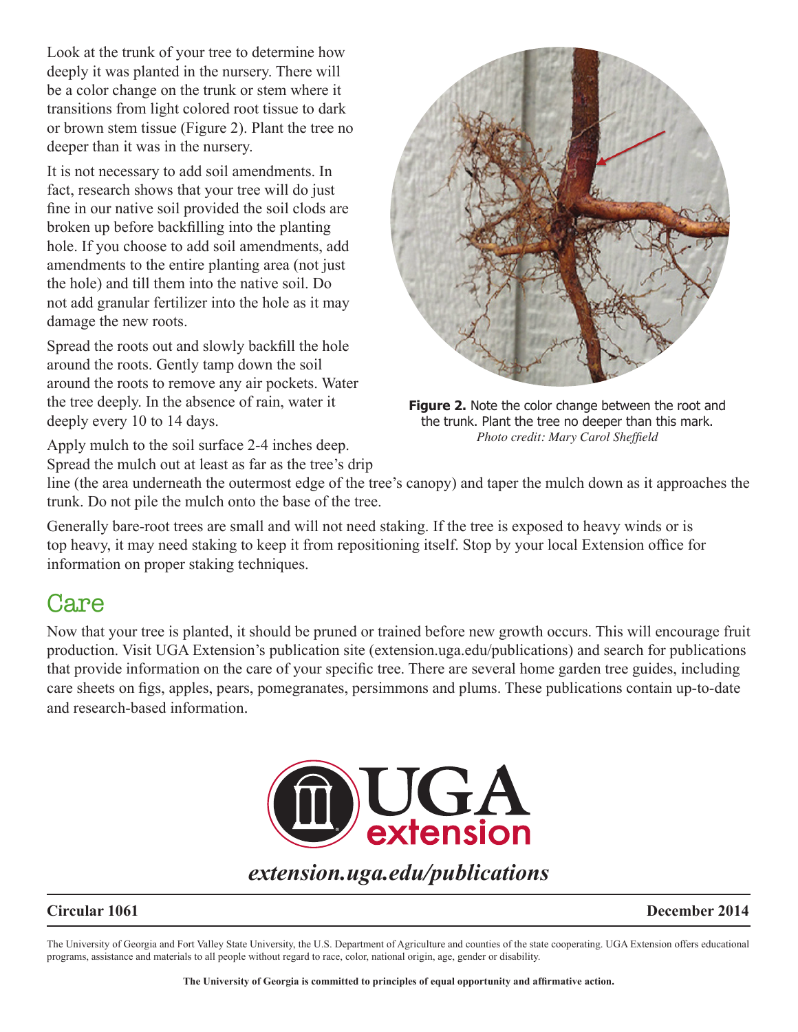Look at the trunk of your tree to determine how deeply it was planted in the nursery. There will be a color change on the trunk or stem where it transitions from light colored root tissue to dark or brown stem tissue (Figure 2). Plant the tree no deeper than it was in the nursery.

It is not necessary to add soil amendments. In fact, research shows that your tree will do just fine in our native soil provided the soil clods are broken up before backfilling into the planting hole. If you choose to add soil amendments, add amendments to the entire planting area (not just the hole) and till them into the native soil. Do not add granular fertilizer into the hole as it may damage the new roots.

Spread the roots out and slowly backfill the hole around the roots. Gently tamp down the soil around the roots to remove any air pockets. Water the tree deeply. In the absence of rain, water it deeply every 10 to 14 days.

**Figure 2.** Note the color change between the root and the trunk. Plant the tree no deeper than this mark.
*Photo credit: Mary Carol Sheffield*

Apply mulch to the soil surface 2-4 inches deep. Spread the mulch out at least as far as the tree's drip line (the area underneath the outermost edge of the tree's canopy) and taper the mulch down as it approaches the trunk. Do not pile the mulch onto the base of the tree.

Generally bare-root trees are small and will not need staking. If the tree is exposed to heavy winds or is top heavy, it may need staking to keep it from repositioning itself. Stop by your local Extension office for information on proper staking techniques.

## Care

Now that your tree is planted, it should be pruned or trained before new growth occurs. This will encourage fruit production. Visit UGA Extension's publication site (extension.uga.edu/publications) and search for publications that provide information on the care of your specific tree. There are several home garden tree guides, including care sheets on figs, apples, pears, pomegranates, persimmons and plums. These publications contain up-to-date and research-based information.

UGA extension

***extension.uga.edu/publications***

**Circular 1061** **December 2014**

The University of Georgia and Fort Valley State University, the U.S. Department of Agriculture and counties of the state cooperating. UGA Extension offers educational programs, assistance and materials to all people without regard to race, color, national origin, age, gender or disability.

**The University of Georgia is committed to principles of equal opportunity and affirmative action.**